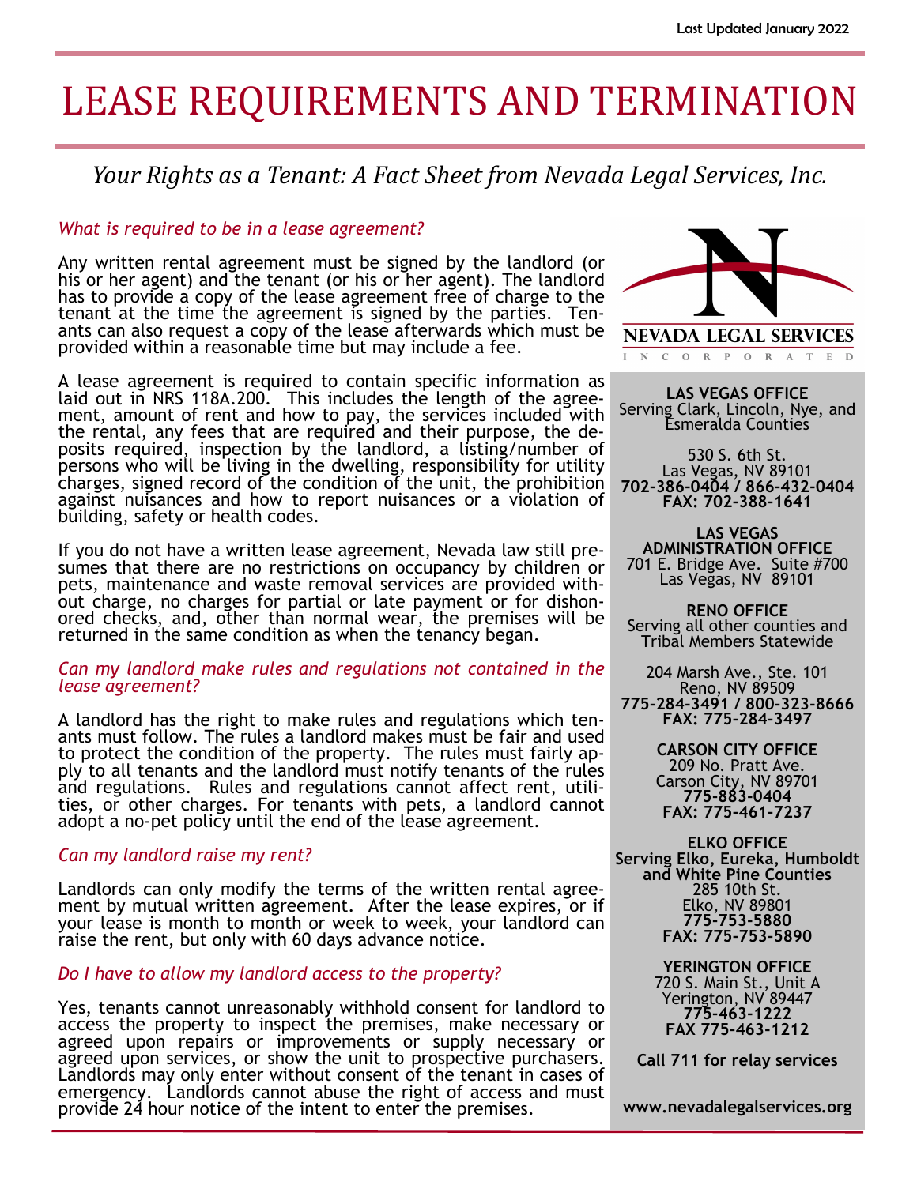Last Updated January 2022

# LEASE REQUIREMENTS AND TERMINATION

*Your Rights as a Tenant: A Fact Sheet from Nevada Legal Services, Inc.*

### *What is required to be in a lease agreement?*

Any written rental agreement must be signed by the landlord (or his or her agent) and the tenant (or his or her agent). The landlord has to provide a copy of the lease agreement free of charge to the tenant at the time the agreement is signed by the parties. Tenants can also request a copy of the lease afterwards which must be provided within a reasonable time but may include a fee.

A lease agreement is required to contain specific information as laid out in NRS 118A.200. This includes the length of the agreement, amount of rent and how to pay, the services included with the rental, any fees that are required and their purpose, the deposits required, inspection by the landlord, a listing/number of persons who will be living in the dwelling, responsibility for utility charges, signed record of the condition of the unit, the prohibition against nuisances and how to report nuisances or a violation of building, safety or health codes.

If you do not have a written lease agreement, Nevada law still presumes that there are no restrictions on occupancy by children or pets, maintenance and waste removal services are provided without charge, no charges for partial or late payment or for dishonored checks, and, other than normal wear, the premises will be returned in the same condition as when the tenancy began.

### *Can my landlord make rules and regulations not contained in the lease agreement?*

A landlord has the right to make rules and regulations which tenants must follow. The rules a landlord makes must be fair and used to protect the condition of the property. The rules must fairly apply to all tenants and the landlord must notify tenants of the rules and regulations. Rules and regulations cannot affect rent, utilities, or other charges. For tenants with pets, a landlord cannot adopt a no-pet policy until the end of the lease agreement.

### *Can my landlord raise my rent?*

Landlords can only modify the terms of the written rental agreement by mutual written agreement. After the lease expires, or if your lease is month to month or week to week, your landlord can raise the rent, but only with 60 days advance notice.

### *Do I have to allow my landlord access to the property?*

Yes, tenants cannot unreasonably withhold consent for landlord to access the property to inspect the premises, make necessary or agreed upon repairs or improvements or supply necessary or agreed upon services, or show the unit to prospective purchasers. Landlords may only enter without consent of the tenant in cases of emergency. Landlords cannot abuse the right of access and must provide 24 hour notice of the intent to enter the premises.

---

NEVADA LEGAL SERVICES
INCORPORATED

**LAS VEGAS OFFICE**
Serving Clark, Lincoln, Nye, and Esmeralda Counties

530 S. 6th St.
Las Vegas, NV 89101
**702-386-0404 / 866-432-0404**
**FAX: 702-388-1641**

**LAS VEGAS ADMINISTRATION OFFICE**
701 E. Bridge Ave. Suite #700
Las Vegas, NV 89101

**RENO OFFICE**
Serving all other counties and Tribal Members Statewide

204 Marsh Ave., Ste. 101
Reno, NV 89509
**775-284-3491 / 800-323-8666**
**FAX: 775-284-3497**

**CARSON CITY OFFICE**
209 No. Pratt Ave.
Carson City, NV 89701
**775-883-0404**
**FAX: 775-461-7237**

**ELKO OFFICE**
**Serving Elko, Eureka, Humboldt and White Pine Counties**
285 10th St.
Elko, NV 89801
**775-753-5880**
**FAX: 775-753-5890**

**YERINGTON OFFICE**
720 S. Main St., Unit A
Yerington, NV 89447
**775-463-1222**
**FAX 775-463-1212**

**Call 711 for relay services**

**www.nevadalegalservices.org**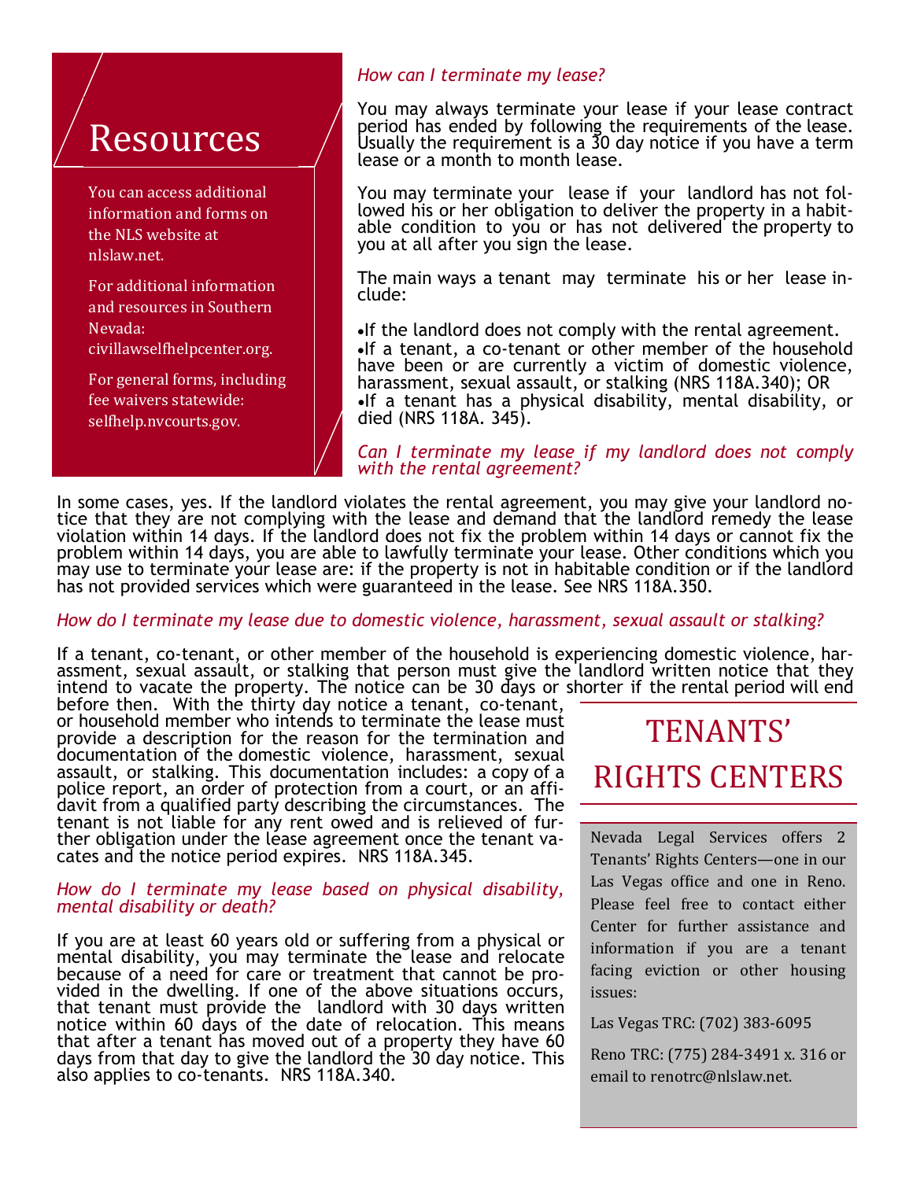## Resources

You can access additional information and forms on the NLS website at nlslaw.net.

For additional information and resources in Southern Nevada: civillawselfhelpcenter.org.

For general forms, including fee waivers statewide: selfhelp.nvcourts.gov.

*How can I terminate my lease?*

You may always terminate your lease if your lease contract period has ended by following the requirements of the lease. Usually the requirement is a 30 day notice if you have a term lease or a month to month lease.

You may terminate your lease if your landlord has not followed his or her obligation to deliver the property in a habitable condition to you or has not delivered the property to you at all after you sign the lease.

The main ways a tenant may terminate his or her lease include:

- If the landlord does not comply with the rental agreement.
- If a tenant, a co-tenant or other member of the household have been or are currently a victim of domestic violence, harassment, sexual assault, or stalking (NRS 118A.340); OR
- If a tenant has a physical disability, mental disability, or died (NRS 118A. 345).

*Can I terminate my lease if my landlord does not comply with the rental agreement?*

In some cases, yes. If the landlord violates the rental agreement, you may give your landlord notice that they are not complying with the lease and demand that the landlord remedy the lease violation within 14 days. If the landlord does not fix the problem within 14 days or cannot fix the problem within 14 days, you are able to lawfully terminate your lease. Other conditions which you may use to terminate your lease are: if the property is not in habitable condition or if the landlord has not provided services which were guaranteed in the lease. See NRS 118A.350.

*How do I terminate my lease due to domestic violence, harassment, sexual assault or stalking?*

If a tenant, co-tenant, or other member of the household is experiencing domestic violence, harassment, sexual assault, or stalking that person must give the landlord written notice that they intend to vacate the property. The notice can be 30 days or shorter if the rental period will end before then. With the thirty day notice a tenant, co-tenant, or household member who intends to terminate the lease must provide a description for the reason for the termination and documentation of the domestic violence, harassment, sexual assault, or stalking. This documentation includes: a copy of a police report, an order of protection from a court, or an affidavit from a qualified party describing the circumstances. The tenant is not liable for any rent owed and is relieved of further obligation under the lease agreement once the tenant vacates and the notice period expires. NRS 118A.345.

*How do I terminate my lease based on physical disability, mental disability or death?*

If you are at least 60 years old or suffering from a physical or mental disability, you may terminate the lease and relocate because of a need for care or treatment that cannot be provided in the dwelling. If one of the above situations occurs, that tenant must provide the landlord with 30 days written notice within 60 days of the date of relocation. This means that after a tenant has moved out of a property they have 60 days from that day to give the landlord the 30 day notice. This also applies to co-tenants. NRS 118A.340.

## TENANTS' RIGHTS CENTERS

Nevada Legal Services offers 2 Tenants' Rights Centers—one in our Las Vegas office and one in Reno. Please feel free to contact either Center for further assistance and information if you are a tenant facing eviction or other housing issues:

Las Vegas TRC: (702) 383-6095

Reno TRC: (775) 284-3491 x. 316 or email to renotrc@nlslaw.net.